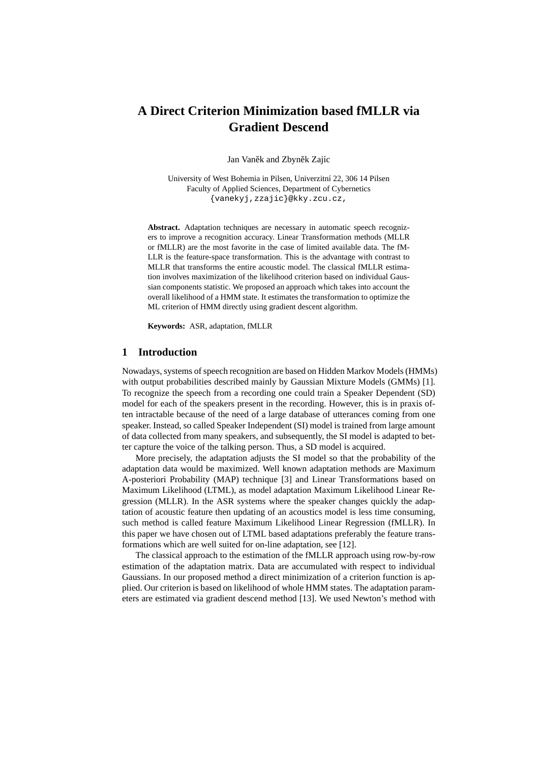# A Direct Criterion Minimization based fMLLR via Gradient Descend

Jan Vaněk and Zbyněk Zajíc

University of West Bohemia in Pilsen, Univerzitní 22, 306 14 Pilsen
Faculty of Applied Sciences, Department of Cybernetics
{vanekyj,zzajic}@kky.zcu.cz,

**Abstract.** Adaptation techniques are necessary in automatic speech recognizers to improve a recognition accuracy. Linear Transformation methods (MLLR or fMLLR) are the most favorite in the case of limited available data. The fMLLR is the feature-space transformation. This is the advantage with contrast to MLLR that transforms the entire acoustic model. The classical fMLLR estimation involves maximization of the likelihood criterion based on individual Gaussian components statistic. We proposed an approach which takes into account the overall likelihood of a HMM state. It estimates the transformation to optimize the ML criterion of HMM directly using gradient descent algorithm.

**Keywords:** ASR, adaptation, fMLLR

## 1 Introduction

Nowadays, systems of speech recognition are based on Hidden Markov Models (HMMs) with output probabilities described mainly by Gaussian Mixture Models (GMMs) [1]. To recognize the speech from a recording one could train a Speaker Dependent (SD) model for each of the speakers present in the recording. However, this is in praxis often intractable because of the need of a large database of utterances coming from one speaker. Instead, so called Speaker Independent (SI) model is trained from large amount of data collected from many speakers, and subsequently, the SI model is adapted to better capture the voice of the talking person. Thus, a SD model is acquired.

More precisely, the adaptation adjusts the SI model so that the probability of the adaptation data would be maximized. Well known adaptation methods are Maximum A-posteriori Probability (MAP) technique [3] and Linear Transformations based on Maximum Likelihood (LTML), as model adaptation Maximum Likelihood Linear Regression (MLLR). In the ASR systems where the speaker changes quickly the adaptation of acoustic feature then updating of an acoustics model is less time consuming, such method is called feature Maximum Likelihood Linear Regression (fMLLR). In this paper we have chosen out of LTML based adaptations preferably the feature transformations which are well suited for on-line adaptation, see [12].

The classical approach to the estimation of the fMLLR approach using row-by-row estimation of the adaptation matrix. Data are accumulated with respect to individual Gaussians. In our proposed method a direct minimization of a criterion function is applied. Our criterion is based on likelihood of whole HMM states. The adaptation parameters are estimated via gradient descend method [13]. We used Newton's method with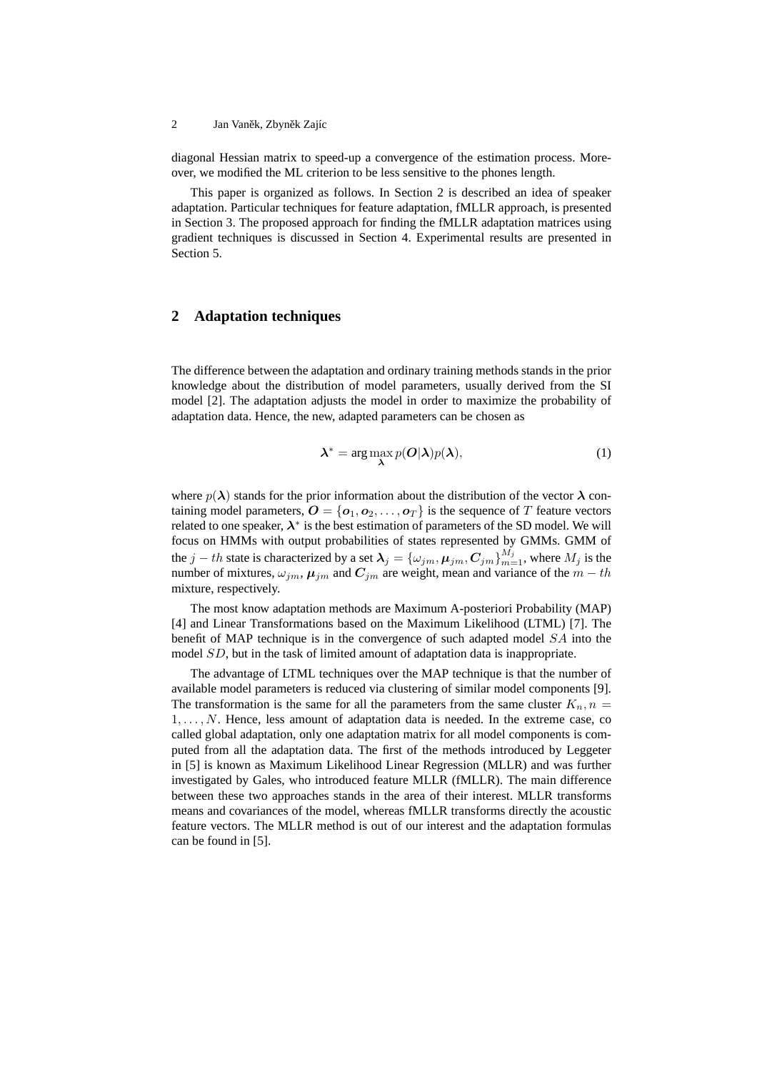diagonal Hessian matrix to speed-up a convergence of the estimation process. Moreover, we modified the ML criterion to be less sensitive to the phones length.

This paper is organized as follows. In Section 2 is described an idea of speaker adaptation. Particular techniques for feature adaptation, fMLLR approach, is presented in Section 3. The proposed approach for finding the fMLLR adaptation matrices using gradient techniques is discussed in Section 4. Experimental results are presented in Section 5.

## 2 Adaptation techniques

The difference between the adaptation and ordinary training methods stands in the prior knowledge about the distribution of model parameters, usually derived from the SI model [2]. The adaptation adjusts the model in order to maximize the probability of adaptation data. Hence, the new, adapted parameters can be chosen as

$$\boldsymbol{\lambda}^* = \arg\max_{\boldsymbol{\lambda}} p(\boldsymbol{O}|\boldsymbol{\lambda})p(\boldsymbol{\lambda}), \tag{1}$$

where $p(\boldsymbol{\lambda})$ stands for the prior information about the distribution of the vector $\boldsymbol{\lambda}$ containing model parameters, $\boldsymbol{O} = \{\boldsymbol{o}_1, \boldsymbol{o}_2, \ldots, \boldsymbol{o}_T\}$ is the sequence of $T$ feature vectors related to one speaker, $\boldsymbol{\lambda}^*$ is the best estimation of parameters of the SD model. We will focus on HMMs with output probabilities of states represented by GMMs. GMM of the $j-th$ state is characterized by a set $\boldsymbol{\lambda}_j = \{\omega_{jm}, \boldsymbol{\mu}_{jm}, \boldsymbol{C}_{jm}\}_{m=1}^{M_j}$, where $M_j$ is the number of mixtures, $\omega_{jm}$, $\boldsymbol{\mu}_{jm}$ and $\boldsymbol{C}_{jm}$ are weight, mean and variance of the $m-th$ mixture, respectively.

The most know adaptation methods are Maximum A-posteriori Probability (MAP) [4] and Linear Transformations based on the Maximum Likelihood (LTML) [7]. The benefit of MAP technique is in the convergence of such adapted model $SA$ into the model $SD$, but in the task of limited amount of adaptation data is inappropriate.

The advantage of LTML techniques over the MAP technique is that the number of available model parameters is reduced via clustering of similar model components [9]. The transformation is the same for all the parameters from the same cluster $K_n, n = 1, \ldots, N$. Hence, less amount of adaptation data is needed. In the extreme case, co called global adaptation, only one adaptation matrix for all model components is computed from all the adaptation data. The first of the methods introduced by Leggeter in [5] is known as Maximum Likelihood Linear Regression (MLLR) and was further investigated by Gales, who introduced feature MLLR (fMLLR). The main difference between these two approaches stands in the area of their interest. MLLR transforms means and covariances of the model, whereas fMLLR transforms directly the acoustic feature vectors. The MLLR method is out of our interest and the adaptation formulas can be found in [5].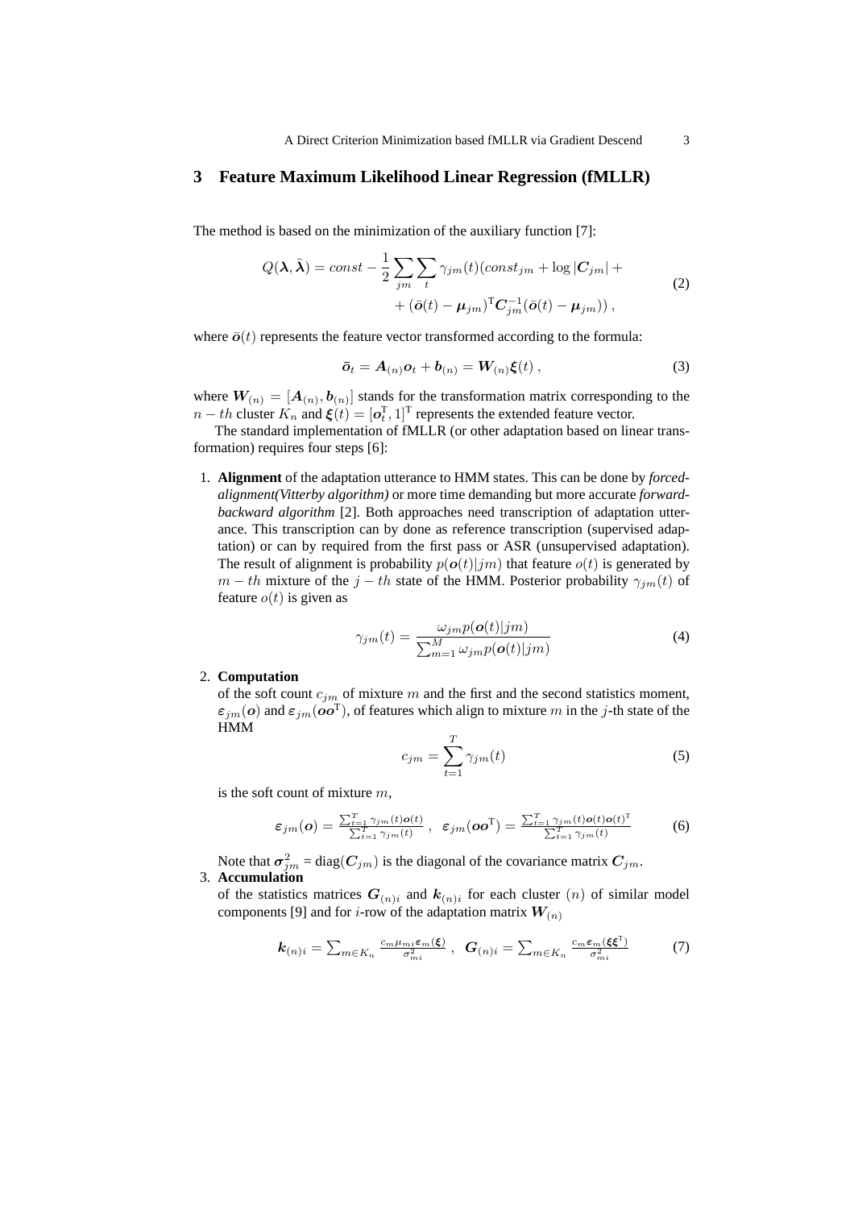## 3 Feature Maximum Likelihood Linear Regression (fMLLR)

The method is based on the minimization of the auxiliary function [7]:

$$Q(\boldsymbol{\lambda}, \bar{\boldsymbol{\lambda}}) = const - \frac{1}{2} \sum_{jm} \sum_{t} \gamma_{jm}(t)(const_{jm} + \log |\boldsymbol{C}_{jm}| + \\ + (\bar{\boldsymbol{o}}(t) - \boldsymbol{\mu}_{jm})^{\mathrm{T}} \boldsymbol{C}_{jm}^{-1} (\bar{\boldsymbol{o}}(t) - \boldsymbol{\mu}_{jm})) , \tag{2}$$

where $\bar{\boldsymbol{o}}(t)$ represents the feature vector transformed according to the formula:

$$\bar{\boldsymbol{o}}_t = \boldsymbol{A}_{(n)} \boldsymbol{o}_t + \boldsymbol{b}_{(n)} = \boldsymbol{W}_{(n)} \boldsymbol{\xi}(t) , \tag{3}$$

where $\boldsymbol{W}_{(n)} = [\boldsymbol{A}_{(n)}, \boldsymbol{b}_{(n)}]$ stands for the transformation matrix corresponding to the $n-th$ cluster $K_n$ and $\boldsymbol{\xi}(t) = [\boldsymbol{o}_t^{\mathrm{T}}, 1]^{\mathrm{T}}$ represents the extended feature vector.

The standard implementation of fMLLR (or other adaptation based on linear transformation) requires four steps [6]:

1. **Alignment** of the adaptation utterance to HMM states. This can be done by *forced-alignment(Vitterby algorithm)* or more time demanding but more accurate *forward-backward algorithm* [2]. Both approaches need transcription of adaptation utterance. This transcription can by done as reference transcription (supervised adaptation) or can by required from the first pass or ASR (unsupervised adaptation). The result of alignment is probability $p(\boldsymbol{o}(t)|jm)$ that feature $o(t)$ is generated by $m-th$ mixture of the $j-th$ state of the HMM. Posterior probability $\gamma_{jm}(t)$ of feature $o(t)$ is given as

$$\gamma_{jm}(t) = \frac{\omega_{jm} p(\boldsymbol{o}(t)|jm)}{\sum_{m=1}^{M} \omega_{jm} p(\boldsymbol{o}(t)|jm)} \tag{4}$$

2. **Computation** of the soft count $c_{jm}$ of mixture $m$ and the first and the second statistics moment, $\boldsymbol{\varepsilon}_{jm}(\boldsymbol{o})$ and $\boldsymbol{\varepsilon}_{jm}(\boldsymbol{o}\boldsymbol{o}^{\mathrm{T}})$, of features which align to mixture $m$ in the $j$-th state of the HMM

$$c_{jm} = \sum_{t=1}^{T} \gamma_{jm}(t) \tag{5}$$

is the soft count of mixture $m$,

$$\boldsymbol{\varepsilon}_{jm}(\boldsymbol{o}) = \frac{\sum_{t=1}^{T} \gamma_{jm}(t) \boldsymbol{o}(t)}{\sum_{t=1}^{T} \gamma_{jm}(t)} , \quad \boldsymbol{\varepsilon}_{jm}(\boldsymbol{o}\boldsymbol{o}^{\mathrm{T}}) = \frac{\sum_{t=1}^{T} \gamma_{jm}(t) \boldsymbol{o}(t) \boldsymbol{o}(t)^{\mathrm{T}}}{\sum_{t=1}^{T} \gamma_{jm}(t)} \tag{6}$$

Note that $\boldsymbol{\sigma}_{jm}^2$ = diag$(\boldsymbol{C}_{jm})$ is the diagonal of the covariance matrix $\boldsymbol{C}_{jm}$.

3. **Accumulation** of the statistics matrices $\boldsymbol{G}_{(n)i}$ and $\boldsymbol{k}_{(n)i}$ for each cluster $(n)$ of similar model components [9] and for $i$-row of the adaptation matrix $\boldsymbol{W}_{(n)}$

$$\boldsymbol{k}_{(n)i} = \sum_{m \in K_n} \frac{c_m \mu_{mi} \boldsymbol{\varepsilon}_m(\boldsymbol{\xi})}{\sigma_{mi}^2} , \quad \boldsymbol{G}_{(n)i} = \sum_{m \in K_n} \frac{c_m \boldsymbol{\varepsilon}_m(\boldsymbol{\xi}\boldsymbol{\xi}^{\mathrm{T}})}{\sigma_{mi}^2} \tag{7}$$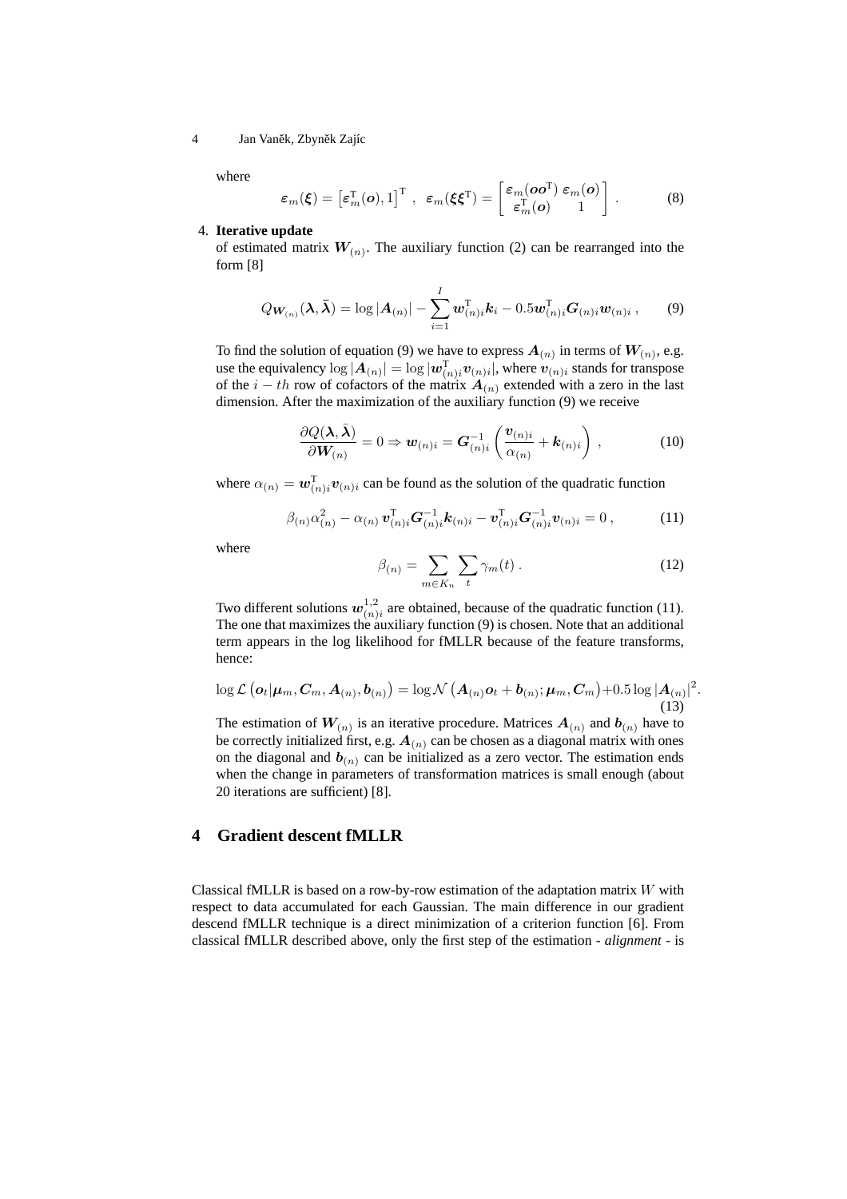where

$$\boldsymbol{\varepsilon}_m(\boldsymbol{\xi}) = \left[\boldsymbol{\varepsilon}_m^{\mathrm{T}}(\boldsymbol{o}), 1\right]^{\mathrm{T}} , \quad \boldsymbol{\varepsilon}_m(\boldsymbol{\xi}\boldsymbol{\xi}^{\mathrm{T}}) = \begin{bmatrix} \boldsymbol{\varepsilon}_m(\boldsymbol{o}\boldsymbol{o}^{\mathrm{T}}) & \boldsymbol{\varepsilon}_m(\boldsymbol{o}) \\ \boldsymbol{\varepsilon}_m^{\mathrm{T}}(\boldsymbol{o}) & 1 \end{bmatrix} . \tag{8}$$

4. **Iterative update**
of estimated matrix $\boldsymbol{W}_{(n)}$. The auxiliary function (2) can be rearranged into the form [8]

$$Q_{\boldsymbol{W}_{(n)}}(\boldsymbol{\lambda}, \bar{\boldsymbol{\lambda}}) = \log |\boldsymbol{A}_{(n)}| - \sum_{i=1}^{I} \boldsymbol{w}_{(n)i}^{\mathrm{T}} \boldsymbol{k}_i - 0.5 \boldsymbol{w}_{(n)i}^{\mathrm{T}} \boldsymbol{G}_{(n)i} \boldsymbol{w}_{(n)i} , \tag{9}$$

To find the solution of equation (9) we have to express $\boldsymbol{A}_{(n)}$ in terms of $\boldsymbol{W}_{(n)}$, e.g. use the equivalency $\log |\boldsymbol{A}_{(n)}| = \log |\boldsymbol{w}_{(n)i}^{\mathrm{T}} \boldsymbol{v}_{(n)i}|$, where $\boldsymbol{v}_{(n)i}$ stands for transpose of the $i-th$ row of cofactors of the matrix $\boldsymbol{A}_{(n)}$ extended with a zero in the last dimension. After the maximization of the auxiliary function (9) we receive

$$\frac{\partial Q(\boldsymbol{\lambda}, \bar{\boldsymbol{\lambda}})}{\partial \boldsymbol{W}_{(n)}} = 0 \Rightarrow \boldsymbol{w}_{(n)i} = \boldsymbol{G}_{(n)i}^{-1} \left( \frac{\boldsymbol{v}_{(n)i}}{\alpha_{(n)}} + \boldsymbol{k}_{(n)i} \right) , \tag{10}$$

where $\alpha_{(n)} = \boldsymbol{w}_{(n)i}^{\mathrm{T}} \boldsymbol{v}_{(n)i}$ can be found as the solution of the quadratic function

$$\beta_{(n)} \alpha_{(n)}^2 - \alpha_{(n)} \, \boldsymbol{v}_{(n)i}^{\mathrm{T}} \boldsymbol{G}_{(n)i}^{-1} \boldsymbol{k}_{(n)i} - \boldsymbol{v}_{(n)i}^{\mathrm{T}} \boldsymbol{G}_{(n)i}^{-1} \boldsymbol{v}_{(n)i} = 0 , \tag{11}$$

where

$$\beta_{(n)} = \sum_{m \in K_n} \sum_{t} \gamma_m(t) . \tag{12}$$

Two different solutions $\boldsymbol{w}_{(n)i}^{1,2}$ are obtained, because of the quadratic function (11). The one that maximizes the auxiliary function (9) is chosen. Note that an additional term appears in the log likelihood for fMLLR because of the feature transforms, hence:

$$\log \mathcal{L} \left( \boldsymbol{o}_t | \boldsymbol{\mu}_m, \boldsymbol{C}_m, \boldsymbol{A}_{(n)}, \boldsymbol{b}_{(n)} \right) = \log \mathcal{N} \left( \boldsymbol{A}_{(n)} \boldsymbol{o}_t + \boldsymbol{b}_{(n)}; \boldsymbol{\mu}_m, \boldsymbol{C}_m \right) + 0.5 \log |\boldsymbol{A}_{(n)}|^2 . \tag{13}$$

The estimation of $\boldsymbol{W}_{(n)}$ is an iterative procedure. Matrices $\boldsymbol{A}_{(n)}$ and $\boldsymbol{b}_{(n)}$ have to be correctly initialized first, e.g. $\boldsymbol{A}_{(n)}$ can be chosen as a diagonal matrix with ones on the diagonal and $\boldsymbol{b}_{(n)}$ can be initialized as a zero vector. The estimation ends when the change in parameters of transformation matrices is small enough (about 20 iterations are sufficient) [8].

## 4 Gradient descent fMLLR

Classical fMLLR is based on a row-by-row estimation of the adaptation matrix $W$ with respect to data accumulated for each Gaussian. The main difference in our gradient descend fMLLR technique is a direct minimization of a criterion function [6]. From classical fMLLR described above, only the first step of the estimation - *alignment* - is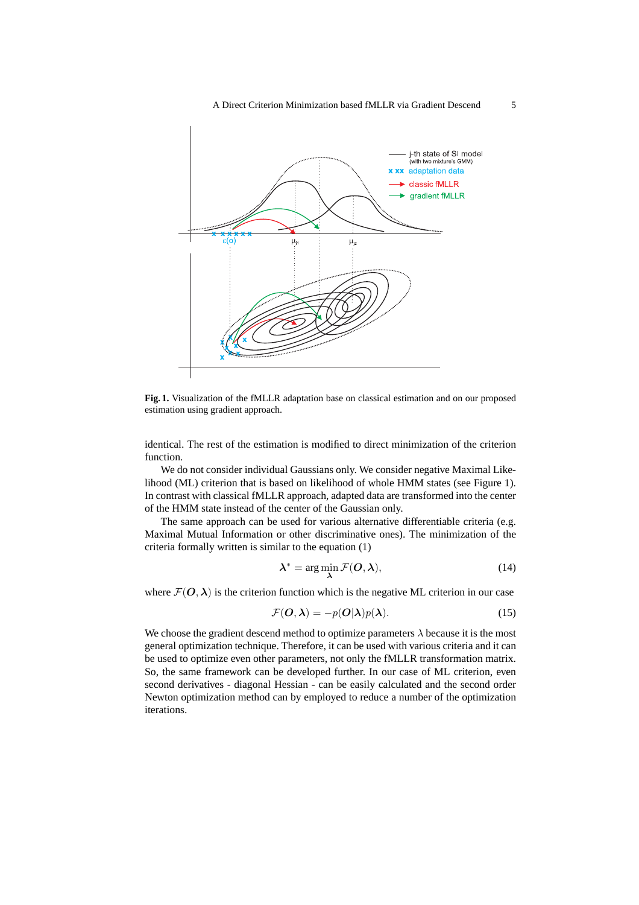**Fig. 1.** Visualization of the fMLLR adaptation base on classical estimation and on our proposed estimation using gradient approach.

identical. The rest of the estimation is modified to direct minimization of the criterion function.

We do not consider individual Gaussians only. We consider negative Maximal Likelihood (ML) criterion that is based on likelihood of whole HMM states (see Figure 1). In contrast with classical fMLLR approach, adapted data are transformed into the center of the HMM state instead of the center of the Gaussian only.

The same approach can be used for various alternative differentiable criteria (e.g. Maximal Mutual Information or other discriminative ones). The minimization of the criteria formally written is similar to the equation (1)

$$\boldsymbol{\lambda}^{*} = \arg\min_{\boldsymbol{\lambda}} \mathcal{F}(\boldsymbol{O}, \boldsymbol{\lambda}), \tag{14}$$

where $\mathcal{F}(\boldsymbol{O}, \boldsymbol{\lambda})$ is the criterion function which is the negative ML criterion in our case

$$\mathcal{F}(\boldsymbol{O}, \boldsymbol{\lambda}) = -p(\boldsymbol{O}|\boldsymbol{\lambda})p(\boldsymbol{\lambda}). \tag{15}$$

We choose the gradient descend method to optimize parameters $\lambda$ because it is the most general optimization technique. Therefore, it can be used with various criteria and it can be used to optimize even other parameters, not only the fMLLR transformation matrix. So, the same framework can be developed further. In our case of ML criterion, even second derivatives - diagonal Hessian - can be easily calculated and the second order Newton optimization method can by employed to reduce a number of the optimization iterations.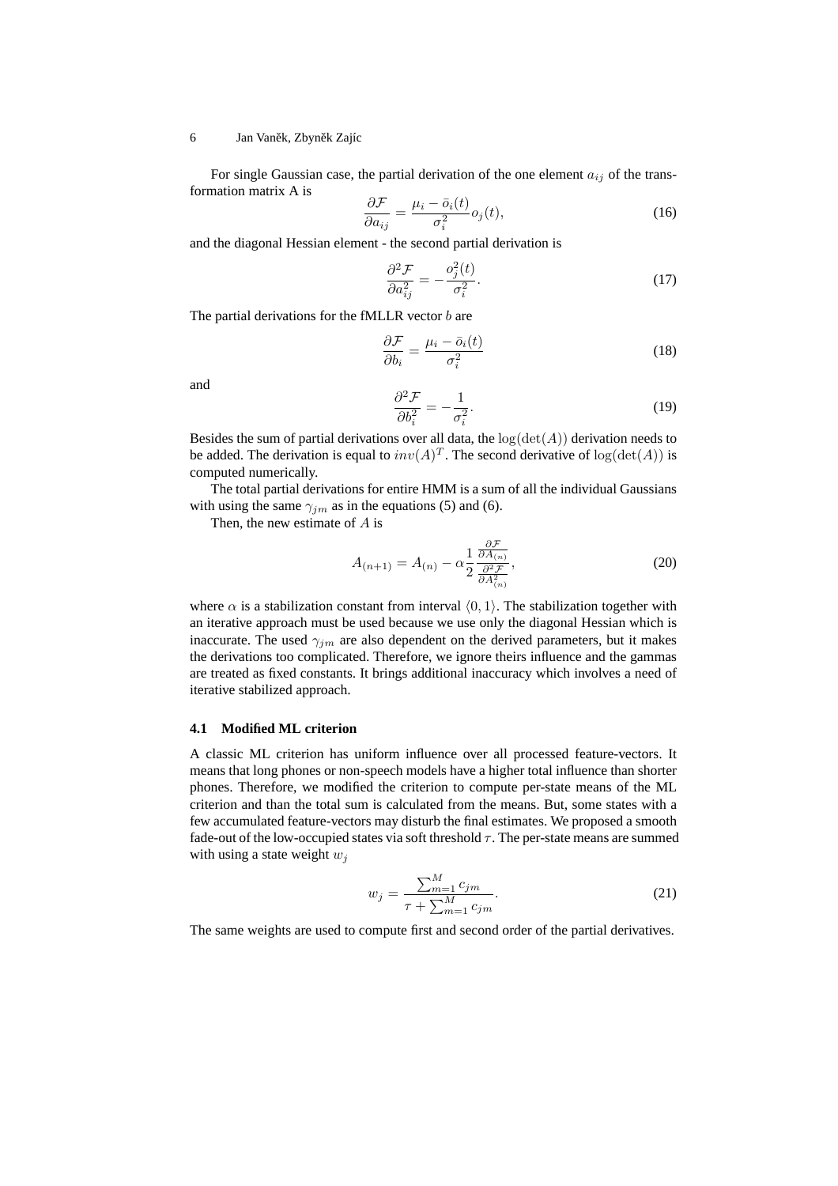For single Gaussian case, the partial derivation of the one element $a_{ij}$ of the transformation matrix A is

$$\frac{\partial \mathcal{F}}{\partial a_{ij}} = \frac{\mu_i - \bar{o}_i(t)}{\sigma_i^2} o_j(t), \tag{16}$$

and the diagonal Hessian element - the second partial derivation is

$$\frac{\partial^2 \mathcal{F}}{\partial a_{ij}^2} = -\frac{o_j^2(t)}{\sigma_i^2}. \tag{17}$$

The partial derivations for the fMLLR vector $b$ are

$$\frac{\partial \mathcal{F}}{\partial b_i} = \frac{\mu_i - \bar{o}_i(t)}{\sigma_i^2} \tag{18}$$

and

$$\frac{\partial^2 \mathcal{F}}{\partial b_i^2} = -\frac{1}{\sigma_i^2}. \tag{19}$$

Besides the sum of partial derivations over all data, the $\log(\det(A))$ derivation needs to be added. The derivation is equal to $inv(A)^T$. The second derivative of $\log(\det(A))$ is computed numerically.

The total partial derivations for entire HMM is a sum of all the individual Gaussians with using the same $\gamma_{jm}$ as in the equations (5) and (6).

Then, the new estimate of $A$ is

$$A_{(n+1)} = A_{(n)} - \alpha \frac{1}{2} \frac{\frac{\partial \mathcal{F}}{\partial A_{(n)}}}{\frac{\partial^2 \mathcal{F}}{\partial A_{(n)}^2}}, \tag{20}$$

where $\alpha$ is a stabilization constant from interval $\langle 0, 1 \rangle$. The stabilization together with an iterative approach must be used because we use only the diagonal Hessian which is inaccurate. The used $\gamma_{jm}$ are also dependent on the derived parameters, but it makes the derivations too complicated. Therefore, we ignore theirs influence and the gammas are treated as fixed constants. It brings additional inaccuracy which involves a need of iterative stabilized approach.

### 4.1 Modified ML criterion

A classic ML criterion has uniform influence over all processed feature-vectors. It means that long phones or non-speech models have a higher total influence than shorter phones. Therefore, we modified the criterion to compute per-state means of the ML criterion and than the total sum is calculated from the means. But, some states with a few accumulated feature-vectors may disturb the final estimates. We proposed a smooth fade-out of the low-occupied states via soft threshold $\tau$. The per-state means are summed with using a state weight $w_j$

$$w_j = \frac{\sum_{m=1}^{M} c_{jm}}{\tau + \sum_{m=1}^{M} c_{jm}}. \tag{21}$$

The same weights are used to compute first and second order of the partial derivatives.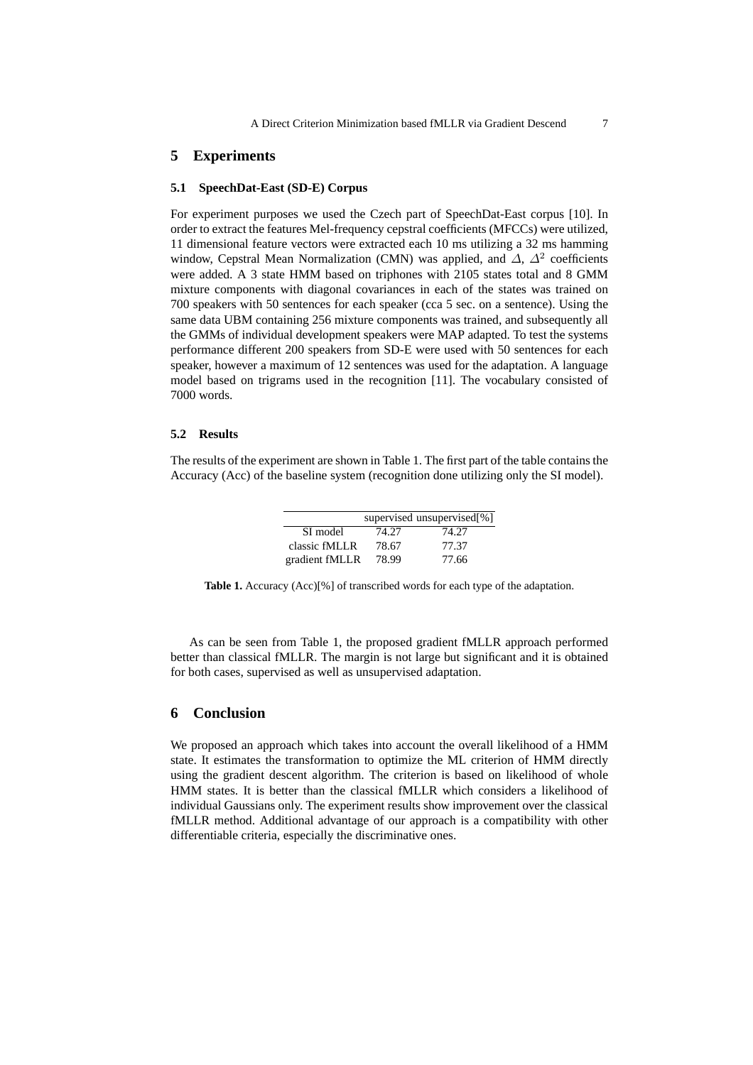## 5 Experiments

### 5.1 SpeechDat-East (SD-E) Corpus

For experiment purposes we used the Czech part of SpeechDat-East corpus [10]. In order to extract the features Mel-frequency cepstral coefficients (MFCCs) were utilized, 11 dimensional feature vectors were extracted each 10 ms utilizing a 32 ms hamming window, Cepstral Mean Normalization (CMN) was applied, and $\Delta$, $\Delta^2$ coefficients were added. A 3 state HMM based on triphones with 2105 states total and 8 GMM mixture components with diagonal covariances in each of the states was trained on 700 speakers with 50 sentences for each speaker (cca 5 sec. on a sentence). Using the same data UBM containing 256 mixture components was trained, and subsequently all the GMMs of individual development speakers were MAP adapted. To test the systems performance different 200 speakers from SD-E were used with 50 sentences for each speaker, however a maximum of 12 sentences was used for the adaptation. A language model based on trigrams used in the recognition [11]. The vocabulary consisted of 7000 words.

### 5.2 Results

The results of the experiment are shown in Table 1. The first part of the table contains the Accuracy (Acc) of the baseline system (recognition done utilizing only the SI model).

| | supervised | unsupervised[%] |
|---|---|---|
| SI model | 74.27 | 74.27 |
| classic fMLLR | 78.67 | 77.37 |
| gradient fMLLR | 78.99 | 77.66 |

**Table 1.** Accuracy (Acc)[%] of transcribed words for each type of the adaptation.

As can be seen from Table 1, the proposed gradient fMLLR approach performed better than classical fMLLR. The margin is not large but significant and it is obtained for both cases, supervised as well as unsupervised adaptation.

## 6 Conclusion

We proposed an approach which takes into account the overall likelihood of a HMM state. It estimates the transformation to optimize the ML criterion of HMM directly using the gradient descent algorithm. The criterion is based on likelihood of whole HMM states. It is better than the classical fMLLR which considers a likelihood of individual Gaussians only. The experiment results show improvement over the classical fMLLR method. Additional advantage of our approach is a compatibility with other differentiable criteria, especially the discriminative ones.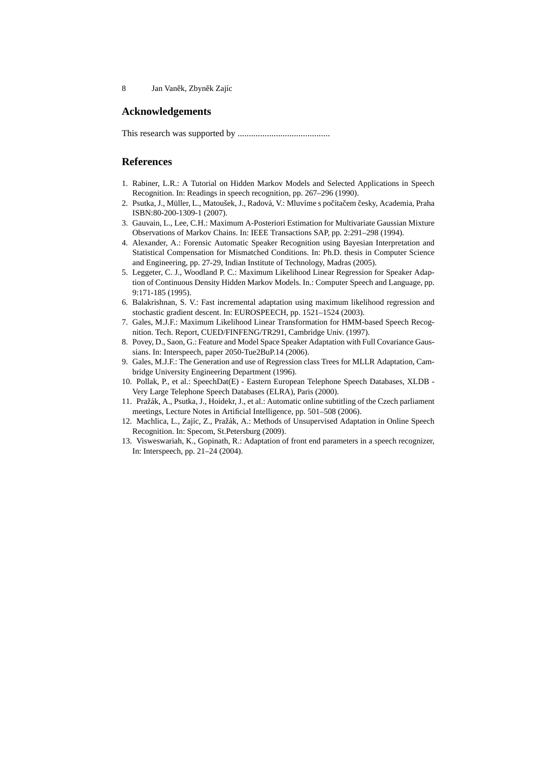## Acknowledgements

This research was supported by .........................................

## References

1. Rabiner, L.R.: A Tutorial on Hidden Markov Models and Selected Applications in Speech Recognition. In: Readings in speech recognition, pp. 267–296 (1990).
2. Psutka, J., Müller, L., Matoušek, J., Radová, V.: Mluvíme s počítačem česky, Academia, Praha ISBN:80-200-1309-1 (2007).
3. Gauvain, L., Lee, C.H.: Maximum A-Posteriori Estimation for Multivariate Gaussian Mixture Observations of Markov Chains. In: IEEE Transactions SAP, pp. 2:291–298 (1994).
4. Alexander, A.: Forensic Automatic Speaker Recognition using Bayesian Interpretation and Statistical Compensation for Mismatched Conditions. In: Ph.D. thesis in Computer Science and Engineering, pp. 27-29, Indian Institute of Technology, Madras (2005).
5. Leggeter, C. J., Woodland P. C.: Maximum Likelihood Linear Regression for Speaker Adaption of Continuous Density Hidden Markov Models. In.: Computer Speech and Language, pp. 9:171-185 (1995).
6. Balakrishnan, S. V.: Fast incremental adaptation using maximum likelihood regression and stochastic gradient descent. In: EUROSPEECH, pp. 1521–1524 (2003).
7. Gales, M.J.F.: Maximum Likelihood Linear Transformation for HMM-based Speech Recognition. Tech. Report, CUED/FINFENG/TR291, Cambridge Univ. (1997).
8. Povey, D., Saon, G.: Feature and Model Space Speaker Adaptation with Full Covariance Gaussians. In: Interspeech, paper 2050-Tue2BuP.14 (2006).
9. Gales, M.J.F.: The Generation and use of Regression class Trees for MLLR Adaptation, Cambridge University Engineering Department (1996).
10. Pollak, P., et al.: SpeechDat(E) - Eastern European Telephone Speech Databases, XLDB - Very Large Telephone Speech Databases (ELRA), Paris (2000).
11. Pražák, A., Psutka, J., Hoidekr, J., et al.: Automatic online subtitling of the Czech parliament meetings, Lecture Notes in Artificial Intelligence, pp. 501–508 (2006).
12. Machlica, L., Zajíc, Z., Pražák, A.: Methods of Unsupervised Adaptation in Online Speech Recognition. In: Specom, St.Petersburg (2009).
13. Visweswariah, K., Gopinath, R.: Adaptation of front end parameters in a speech recognizer, In: Interspeech, pp. 21–24 (2004).